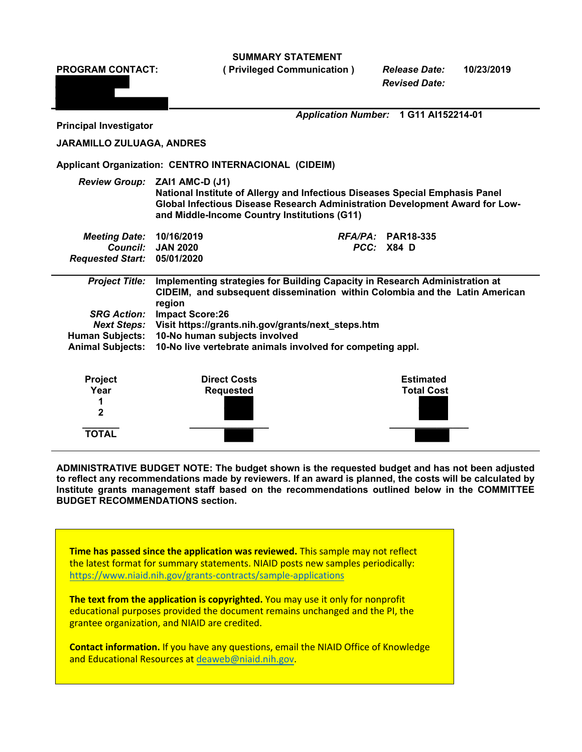**SUMMARY STATEMENT**
**( Privileged Communication )**

**PROGRAM CONTACT:**

*Release Date:* **10/23/2019**
*Revised Date:*

*Application Number:* **1 G11 AI152214-01**

**Principal Investigator**

**JARAMILLO ZULUAGA, ANDRES**

**Applicant Organization: CENTRO INTERNACIONAL (CIDEIM)**

*Review Group:* **ZAI1 AMC-D (J1)**
**National Institute of Allergy and Infectious Diseases Special Emphasis Panel Global Infectious Disease Research Administration Development Award for Low- and Middle-Income Country Institutions (G11)**

*Meeting Date:* **10/16/2019**
*Council:* **JAN 2020**
*Requested Start:* **05/01/2020**

*RFA/PA:* **PAR18-335**
*PCC:* **X84 D**

*Project Title:* **Implementing strategies for Building Capacity in Research Administration at CIDEIM, and subsequent dissemination within Colombia and the Latin American region**
*SRG Action:* **Impact Score:26**
*Next Steps:* **Visit https://grants.nih.gov/grants/next_steps.htm**
*Human Subjects:* **10-No human subjects involved**
*Animal Subjects:* **10-No live vertebrate animals involved for competing appl.**

| Project Year | Direct Costs Requested | Estimated Total Cost |
|---|---|---|
| 1 | | |
| 2 | | |
| TOTAL | | |

**ADMINISTRATIVE BUDGET NOTE: The budget shown is the requested budget and has not been adjusted to reflect any recommendations made by reviewers. If an award is planned, the costs will be calculated by Institute grants management staff based on the recommendations outlined below in the COMMITTEE BUDGET RECOMMENDATIONS section.**

**Time has passed since the application was reviewed.** This sample may not reflect the latest format for summary statements. NIAID posts new samples periodically: https://www.niaid.nih.gov/grants-contracts/sample-applications

**The text from the application is copyrighted.** You may use it only for nonprofit educational purposes provided the document remains unchanged and the PI, the grantee organization, and NIAID are credited.

**Contact information.** If you have any questions, email the NIAID Office of Knowledge and Educational Resources at deaweb@niaid.nih.gov.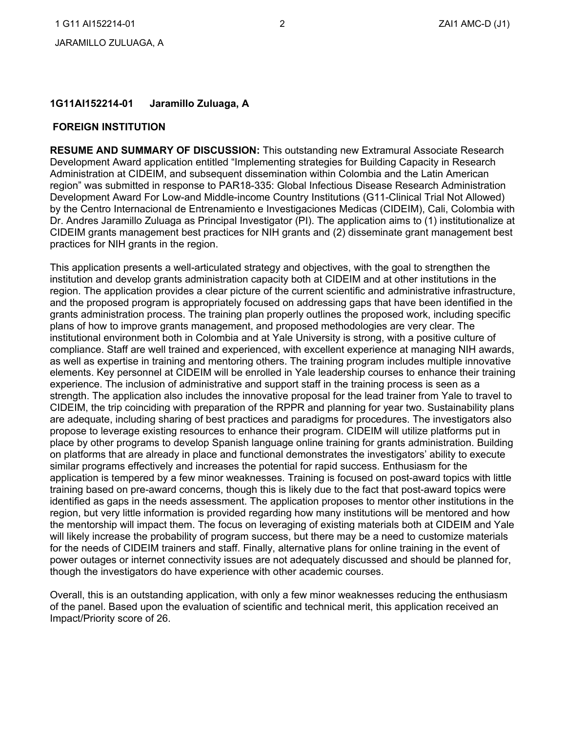**1G11AI152214-01 Jaramillo Zuluaga, A**

**FOREIGN INSTITUTION**

**RESUME AND SUMMARY OF DISCUSSION:** This outstanding new Extramural Associate Research Development Award application entitled "Implementing strategies for Building Capacity in Research Administration at CIDEIM, and subsequent dissemination within Colombia and the Latin American region" was submitted in response to PAR18-335: Global Infectious Disease Research Administration Development Award For Low-and Middle-income Country Institutions (G11-Clinical Trial Not Allowed) by the Centro Internacional de Entrenamiento e Investigaciones Medicas (CIDEIM), Cali, Colombia with Dr. Andres Jaramillo Zuluaga as Principal Investigator (PI). The application aims to (1) institutionalize at CIDEIM grants management best practices for NIH grants and (2) disseminate grant management best practices for NIH grants in the region.

This application presents a well-articulated strategy and objectives, with the goal to strengthen the institution and develop grants administration capacity both at CIDEIM and at other institutions in the region. The application provides a clear picture of the current scientific and administrative infrastructure, and the proposed program is appropriately focused on addressing gaps that have been identified in the grants administration process. The training plan properly outlines the proposed work, including specific plans of how to improve grants management, and proposed methodologies are very clear. The institutional environment both in Colombia and at Yale University is strong, with a positive culture of compliance. Staff are well trained and experienced, with excellent experience at managing NIH awards, as well as expertise in training and mentoring others. The training program includes multiple innovative elements. Key personnel at CIDEIM will be enrolled in Yale leadership courses to enhance their training experience. The inclusion of administrative and support staff in the training process is seen as a strength. The application also includes the innovative proposal for the lead trainer from Yale to travel to CIDEIM, the trip coinciding with preparation of the RPPR and planning for year two. Sustainability plans are adequate, including sharing of best practices and paradigms for procedures. The investigators also propose to leverage existing resources to enhance their program. CIDEIM will utilize platforms put in place by other programs to develop Spanish language online training for grants administration. Building on platforms that are already in place and functional demonstrates the investigators' ability to execute similar programs effectively and increases the potential for rapid success. Enthusiasm for the application is tempered by a few minor weaknesses. Training is focused on post-award topics with little training based on pre-award concerns, though this is likely due to the fact that post-award topics were identified as gaps in the needs assessment. The application proposes to mentor other institutions in the region, but very little information is provided regarding how many institutions will be mentored and how the mentorship will impact them. The focus on leveraging of existing materials both at CIDEIM and Yale will likely increase the probability of program success, but there may be a need to customize materials for the needs of CIDEIM trainers and staff. Finally, alternative plans for online training in the event of power outages or internet connectivity issues are not adequately discussed and should be planned for, though the investigators do have experience with other academic courses.

Overall, this is an outstanding application, with only a few minor weaknesses reducing the enthusiasm of the panel. Based upon the evaluation of scientific and technical merit, this application received an Impact/Priority score of 26.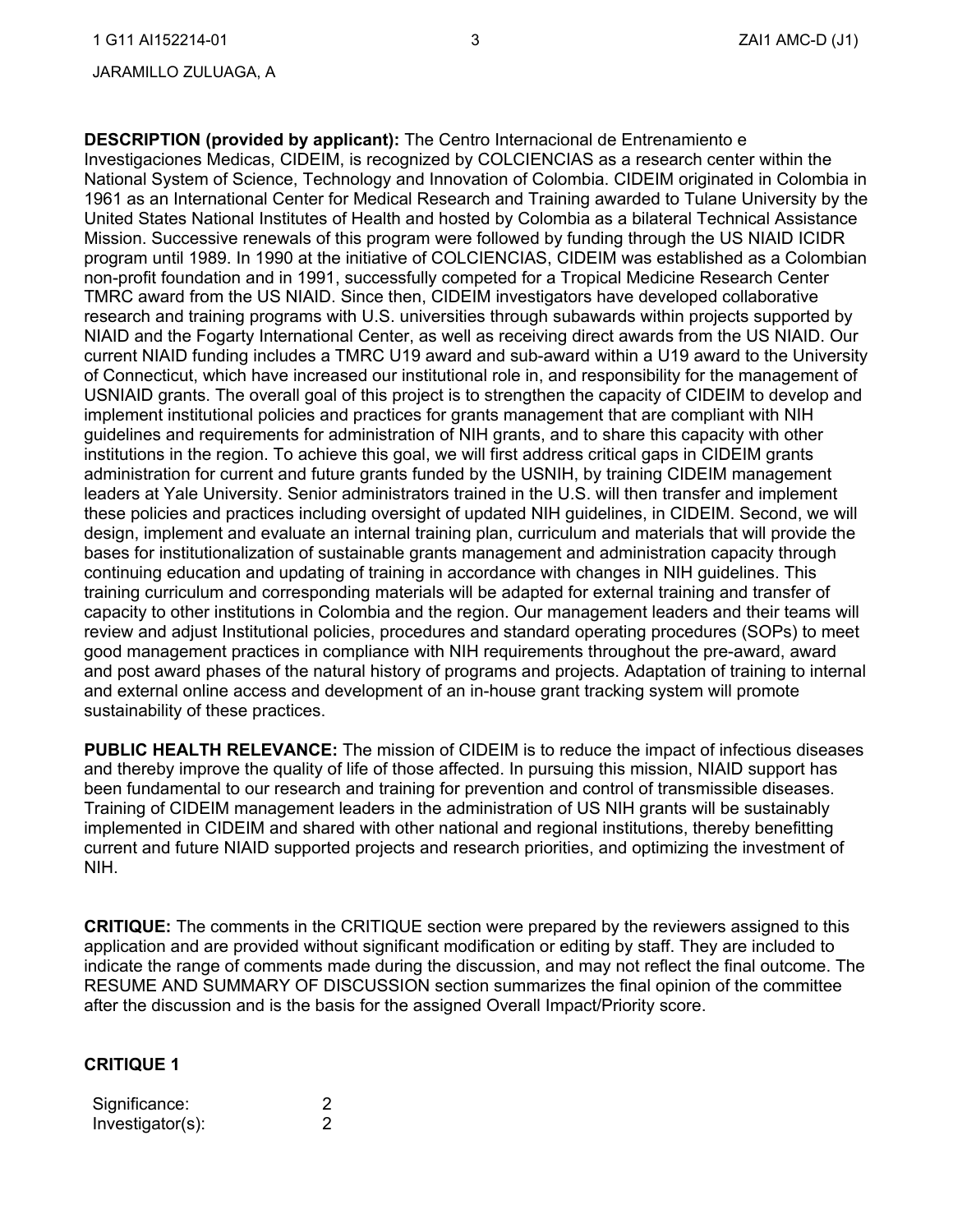**DESCRIPTION (provided by applicant):** The Centro Internacional de Entrenamiento e Investigaciones Medicas, CIDEIM, is recognized by COLCIENCIAS as a research center within the National System of Science, Technology and Innovation of Colombia. CIDEIM originated in Colombia in 1961 as an International Center for Medical Research and Training awarded to Tulane University by the United States National Institutes of Health and hosted by Colombia as a bilateral Technical Assistance Mission. Successive renewals of this program were followed by funding through the US NIAID ICIDR program until 1989. In 1990 at the initiative of COLCIENCIAS, CIDEIM was established as a Colombian non-profit foundation and in 1991, successfully competed for a Tropical Medicine Research Center TMRC award from the US NIAID. Since then, CIDEIM investigators have developed collaborative research and training programs with U.S. universities through subawards within projects supported by NIAID and the Fogarty International Center, as well as receiving direct awards from the US NIAID. Our current NIAID funding includes a TMRC U19 award and sub-award within a U19 award to the University of Connecticut, which have increased our institutional role in, and responsibility for the management of USNIAID grants. The overall goal of this project is to strengthen the capacity of CIDEIM to develop and implement institutional policies and practices for grants management that are compliant with NIH guidelines and requirements for administration of NIH grants, and to share this capacity with other institutions in the region. To achieve this goal, we will first address critical gaps in CIDEIM grants administration for current and future grants funded by the USNIH, by training CIDEIM management leaders at Yale University. Senior administrators trained in the U.S. will then transfer and implement these policies and practices including oversight of updated NIH guidelines, in CIDEIM. Second, we will design, implement and evaluate an internal training plan, curriculum and materials that will provide the bases for institutionalization of sustainable grants management and administration capacity through continuing education and updating of training in accordance with changes in NIH guidelines. This training curriculum and corresponding materials will be adapted for external training and transfer of capacity to other institutions in Colombia and the region. Our management leaders and their teams will review and adjust Institutional policies, procedures and standard operating procedures (SOPs) to meet good management practices in compliance with NIH requirements throughout the pre-award, award and post award phases of the natural history of programs and projects. Adaptation of training to internal and external online access and development of an in-house grant tracking system will promote sustainability of these practices.

**PUBLIC HEALTH RELEVANCE:** The mission of CIDEIM is to reduce the impact of infectious diseases and thereby improve the quality of life of those affected. In pursuing this mission, NIAID support has been fundamental to our research and training for prevention and control of transmissible diseases. Training of CIDEIM management leaders in the administration of US NIH grants will be sustainably implemented in CIDEIM and shared with other national and regional institutions, thereby benefitting current and future NIAID supported projects and research priorities, and optimizing the investment of NIH.

**CRITIQUE:** The comments in the CRITIQUE section were prepared by the reviewers assigned to this application and are provided without significant modification or editing by staff. They are included to indicate the range of comments made during the discussion, and may not reflect the final outcome. The RESUME AND SUMMARY OF DISCUSSION section summarizes the final opinion of the committee after the discussion and is the basis for the assigned Overall Impact/Priority score.

## CRITIQUE 1

| | |
|---|---|
| Significance: | 2 |
| Investigator(s): | 2 |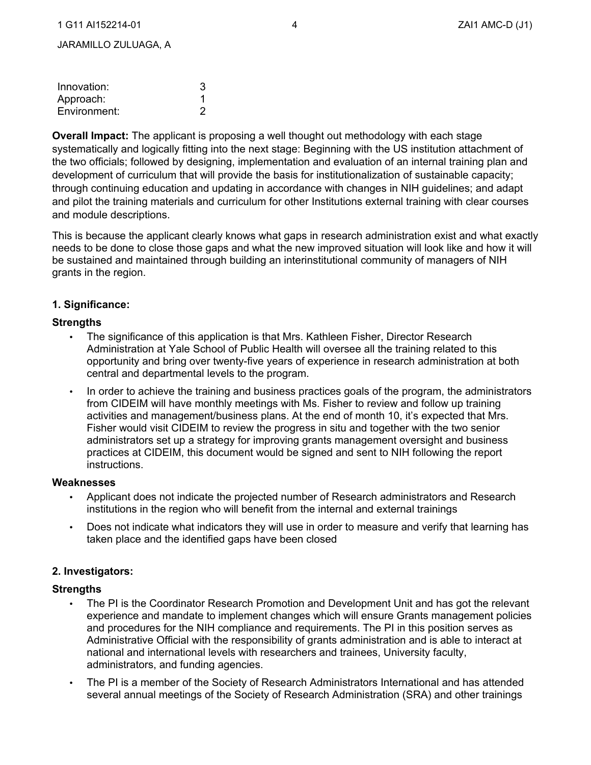| | |
|---|---|
| Innovation: | 3 |
| Approach: | 1 |
| Environment: | 2 |

**Overall Impact:** The applicant is proposing a well thought out methodology with each stage systematically and logically fitting into the next stage: Beginning with the US institution attachment of the two officials; followed by designing, implementation and evaluation of an internal training plan and development of curriculum that will provide the basis for institutionalization of sustainable capacity; through continuing education and updating in accordance with changes in NIH guidelines; and adapt and pilot the training materials and curriculum for other Institutions external training with clear courses and module descriptions.

This is because the applicant clearly knows what gaps in research administration exist and what exactly needs to be done to close those gaps and what the new improved situation will look like and how it will be sustained and maintained through building an interinstitutional community of managers of NIH grants in the region.

### 1. Significance:

**Strengths**

- The significance of this application is that Mrs. Kathleen Fisher, Director Research Administration at Yale School of Public Health will oversee all the training related to this opportunity and bring over twenty-five years of experience in research administration at both central and departmental levels to the program.
- In order to achieve the training and business practices goals of the program, the administrators from CIDEIM will have monthly meetings with Ms. Fisher to review and follow up training activities and management/business plans. At the end of month 10, it's expected that Mrs. Fisher would visit CIDEIM to review the progress in situ and together with the two senior administrators set up a strategy for improving grants management oversight and business practices at CIDEIM, this document would be signed and sent to NIH following the report instructions.

**Weaknesses**

- Applicant does not indicate the projected number of Research administrators and Research institutions in the region who will benefit from the internal and external trainings
- Does not indicate what indicators they will use in order to measure and verify that learning has taken place and the identified gaps have been closed

### 2. Investigators:

**Strengths**

- The PI is the Coordinator Research Promotion and Development Unit and has got the relevant experience and mandate to implement changes which will ensure Grants management policies and procedures for the NIH compliance and requirements. The PI in this position serves as Administrative Official with the responsibility of grants administration and is able to interact at national and international levels with researchers and trainees, University faculty, administrators, and funding agencies.
- The PI is a member of the Society of Research Administrators International and has attended several annual meetings of the Society of Research Administration (SRA) and other trainings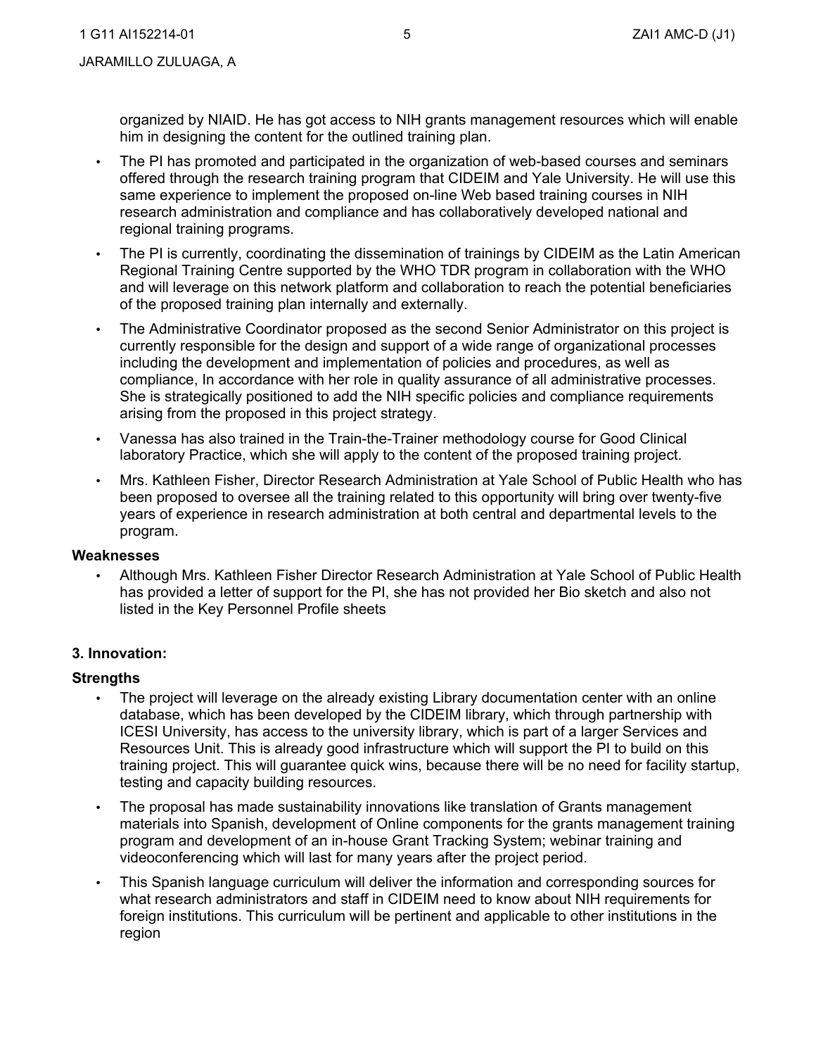organized by NIAID. He has got access to NIH grants management resources which will enable him in designing the content for the outlined training plan.

- The PI has promoted and participated in the organization of web-based courses and seminars offered through the research training program that CIDEIM and Yale University. He will use this same experience to implement the proposed on-line Web based training courses in NIH research administration and compliance and has collaboratively developed national and regional training programs.
- The PI is currently, coordinating the dissemination of trainings by CIDEIM as the Latin American Regional Training Centre supported by the WHO TDR program in collaboration with the WHO and will leverage on this network platform and collaboration to reach the potential beneficiaries of the proposed training plan internally and externally.
- The Administrative Coordinator proposed as the second Senior Administrator on this project is currently responsible for the design and support of a wide range of organizational processes including the development and implementation of policies and procedures, as well as compliance, In accordance with her role in quality assurance of all administrative processes. She is strategically positioned to add the NIH specific policies and compliance requirements arising from the proposed in this project strategy.
- Vanessa has also trained in the Train-the-Trainer methodology course for Good Clinical laboratory Practice, which she will apply to the content of the proposed training project.
- Mrs. Kathleen Fisher, Director Research Administration at Yale School of Public Health who has been proposed to oversee all the training related to this opportunity will bring over twenty-five years of experience in research administration at both central and departmental levels to the program.

**Weaknesses**

- Although Mrs. Kathleen Fisher Director Research Administration at Yale School of Public Health has provided a letter of support for the PI, she has not provided her Bio sketch and also not listed in the Key Personnel Profile sheets

**3. Innovation:**

**Strengths**

- The project will leverage on the already existing Library documentation center with an online database, which has been developed by the CIDEIM library, which through partnership with ICESI University, has access to the university library, which is part of a larger Services and Resources Unit. This is already good infrastructure which will support the PI to build on this training project. This will guarantee quick wins, because there will be no need for facility startup, testing and capacity building resources.
- The proposal has made sustainability innovations like translation of Grants management materials into Spanish, development of Online components for the grants management training program and development of an in-house Grant Tracking System; webinar training and videoconferencing which will last for many years after the project period.
- This Spanish language curriculum will deliver the information and corresponding sources for what research administrators and staff in CIDEIM need to know about NIH requirements for foreign institutions. This curriculum will be pertinent and applicable to other institutions in the region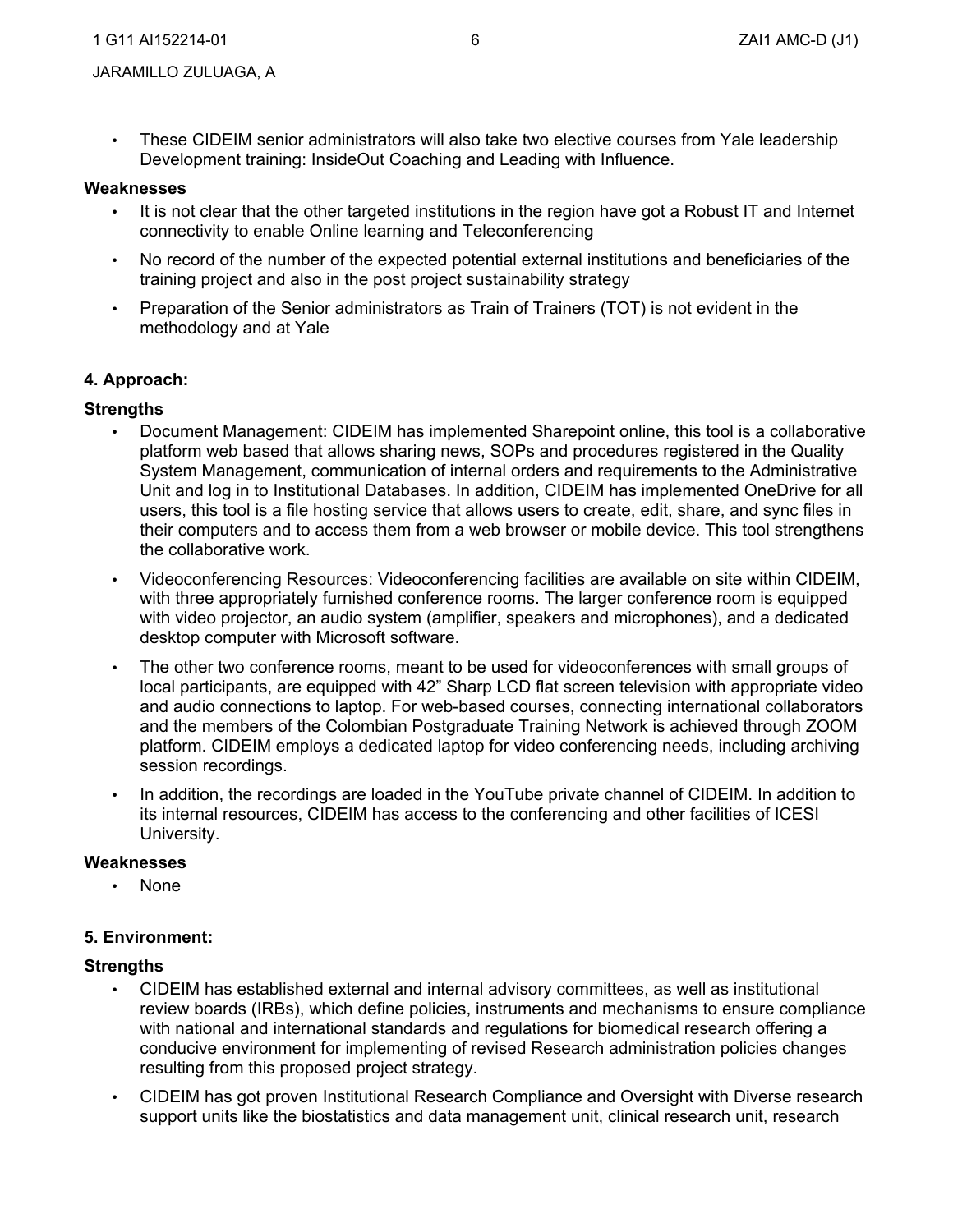- These CIDEIM senior administrators will also take two elective courses from Yale leadership Development training: InsideOut Coaching and Leading with Influence.

**Weaknesses**

- It is not clear that the other targeted institutions in the region have got a Robust IT and Internet connectivity to enable Online learning and Teleconferencing
- No record of the number of the expected potential external institutions and beneficiaries of the training project and also in the post project sustainability strategy
- Preparation of the Senior administrators as Train of Trainers (TOT) is not evident in the methodology and at Yale

**4. Approach:**

**Strengths**

- Document Management: CIDEIM has implemented Sharepoint online, this tool is a collaborative platform web based that allows sharing news, SOPs and procedures registered in the Quality System Management, communication of internal orders and requirements to the Administrative Unit and log in to Institutional Databases. In addition, CIDEIM has implemented OneDrive for all users, this tool is a file hosting service that allows users to create, edit, share, and sync files in their computers and to access them from a web browser or mobile device. This tool strengthens the collaborative work.
- Videoconferencing Resources: Videoconferencing facilities are available on site within CIDEIM, with three appropriately furnished conference rooms. The larger conference room is equipped with video projector, an audio system (amplifier, speakers and microphones), and a dedicated desktop computer with Microsoft software.
- The other two conference rooms, meant to be used for videoconferences with small groups of local participants, are equipped with 42" Sharp LCD flat screen television with appropriate video and audio connections to laptop. For web-based courses, connecting international collaborators and the members of the Colombian Postgraduate Training Network is achieved through ZOOM platform. CIDEIM employs a dedicated laptop for video conferencing needs, including archiving session recordings.
- In addition, the recordings are loaded in the YouTube private channel of CIDEIM. In addition to its internal resources, CIDEIM has access to the conferencing and other facilities of ICESI University.

**Weaknesses**

- None

**5. Environment:**

**Strengths**

- CIDEIM has established external and internal advisory committees, as well as institutional review boards (IRBs), which define policies, instruments and mechanisms to ensure compliance with national and international standards and regulations for biomedical research offering a conducive environment for implementing of revised Research administration policies changes resulting from this proposed project strategy.
- CIDEIM has got proven Institutional Research Compliance and Oversight with Diverse research support units like the biostatistics and data management unit, clinical research unit, research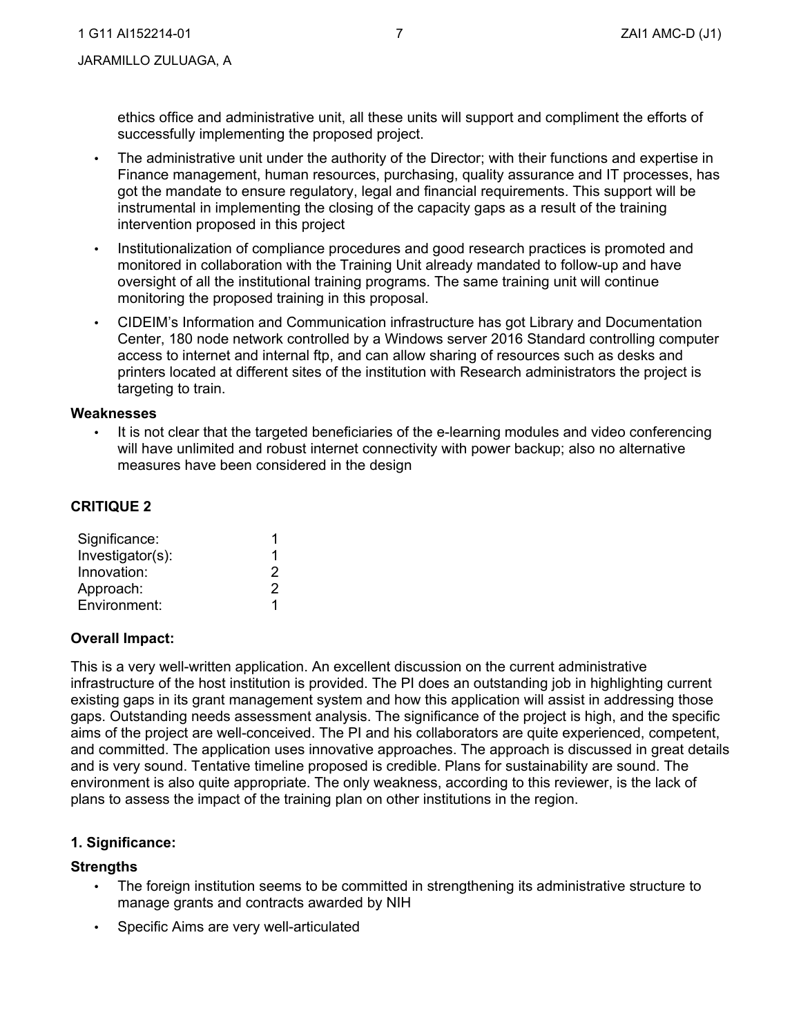ethics office and administrative unit, all these units will support and compliment the efforts of successfully implementing the proposed project.

- The administrative unit under the authority of the Director; with their functions and expertise in Finance management, human resources, purchasing, quality assurance and IT processes, has got the mandate to ensure regulatory, legal and financial requirements. This support will be instrumental in implementing the closing of the capacity gaps as a result of the training intervention proposed in this project
- Institutionalization of compliance procedures and good research practices is promoted and monitored in collaboration with the Training Unit already mandated to follow-up and have oversight of all the institutional training programs. The same training unit will continue monitoring the proposed training in this proposal.
- CIDEIM's Information and Communication infrastructure has got Library and Documentation Center, 180 node network controlled by a Windows server 2016 Standard controlling computer access to internet and internal ftp, and can allow sharing of resources such as desks and printers located at different sites of the institution with Research administrators the project is targeting to train.

**Weaknesses**

- It is not clear that the targeted beneficiaries of the e-learning modules and video conferencing will have unlimited and robust internet connectivity with power backup; also no alternative measures have been considered in the design

## CRITIQUE 2

| | |
|---|---|
| Significance: | 1 |
| Investigator(s): | 1 |
| Innovation: | 2 |
| Approach: | 2 |
| Environment: | 1 |

**Overall Impact:**

This is a very well-written application. An excellent discussion on the current administrative infrastructure of the host institution is provided. The PI does an outstanding job in highlighting current existing gaps in its grant management system and how this application will assist in addressing those gaps. Outstanding needs assessment analysis. The significance of the project is high, and the specific aims of the project are well-conceived. The PI and his collaborators are quite experienced, competent, and committed. The application uses innovative approaches. The approach is discussed in great details and is very sound. Tentative timeline proposed is credible. Plans for sustainability are sound. The environment is also quite appropriate. The only weakness, according to this reviewer, is the lack of plans to assess the impact of the training plan on other institutions in the region.

### 1. Significance:

**Strengths**

- The foreign institution seems to be committed in strengthening its administrative structure to manage grants and contracts awarded by NIH
- Specific Aims are very well-articulated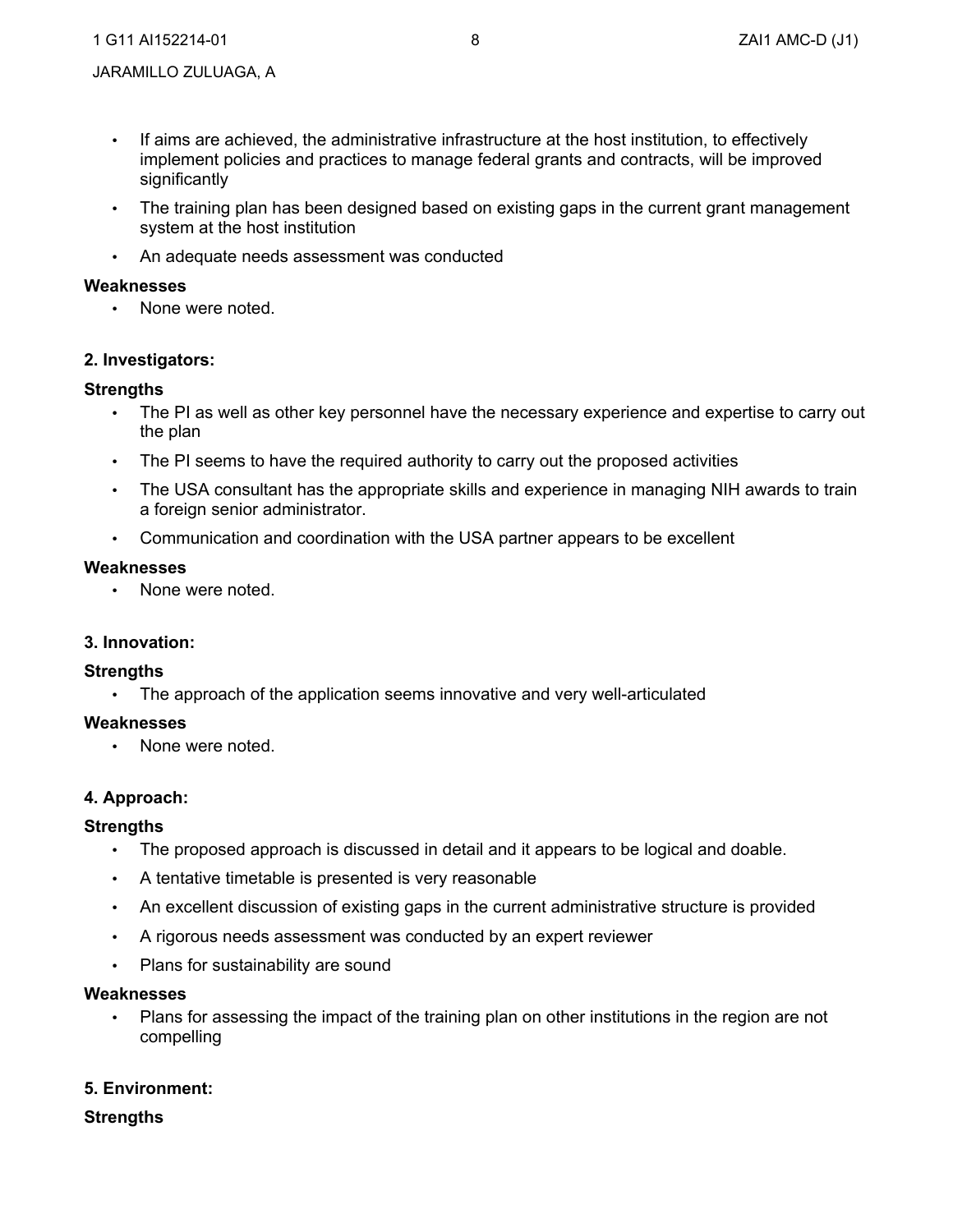- If aims are achieved, the administrative infrastructure at the host institution, to effectively implement policies and practices to manage federal grants and contracts, will be improved significantly
- The training plan has been designed based on existing gaps in the current grant management system at the host institution
- An adequate needs assessment was conducted

**Weaknesses**

- None were noted.

**2. Investigators:**

**Strengths**

- The PI as well as other key personnel have the necessary experience and expertise to carry out the plan
- The PI seems to have the required authority to carry out the proposed activities
- The USA consultant has the appropriate skills and experience in managing NIH awards to train a foreign senior administrator.
- Communication and coordination with the USA partner appears to be excellent

**Weaknesses**

- None were noted.

**3. Innovation:**

**Strengths**

- The approach of the application seems innovative and very well-articulated

**Weaknesses**

- None were noted.

**4. Approach:**

**Strengths**

- The proposed approach is discussed in detail and it appears to be logical and doable.
- A tentative timetable is presented is very reasonable
- An excellent discussion of existing gaps in the current administrative structure is provided
- A rigorous needs assessment was conducted by an expert reviewer
- Plans for sustainability are sound

**Weaknesses**

- Plans for assessing the impact of the training plan on other institutions in the region are not compelling

**5. Environment:**

**Strengths**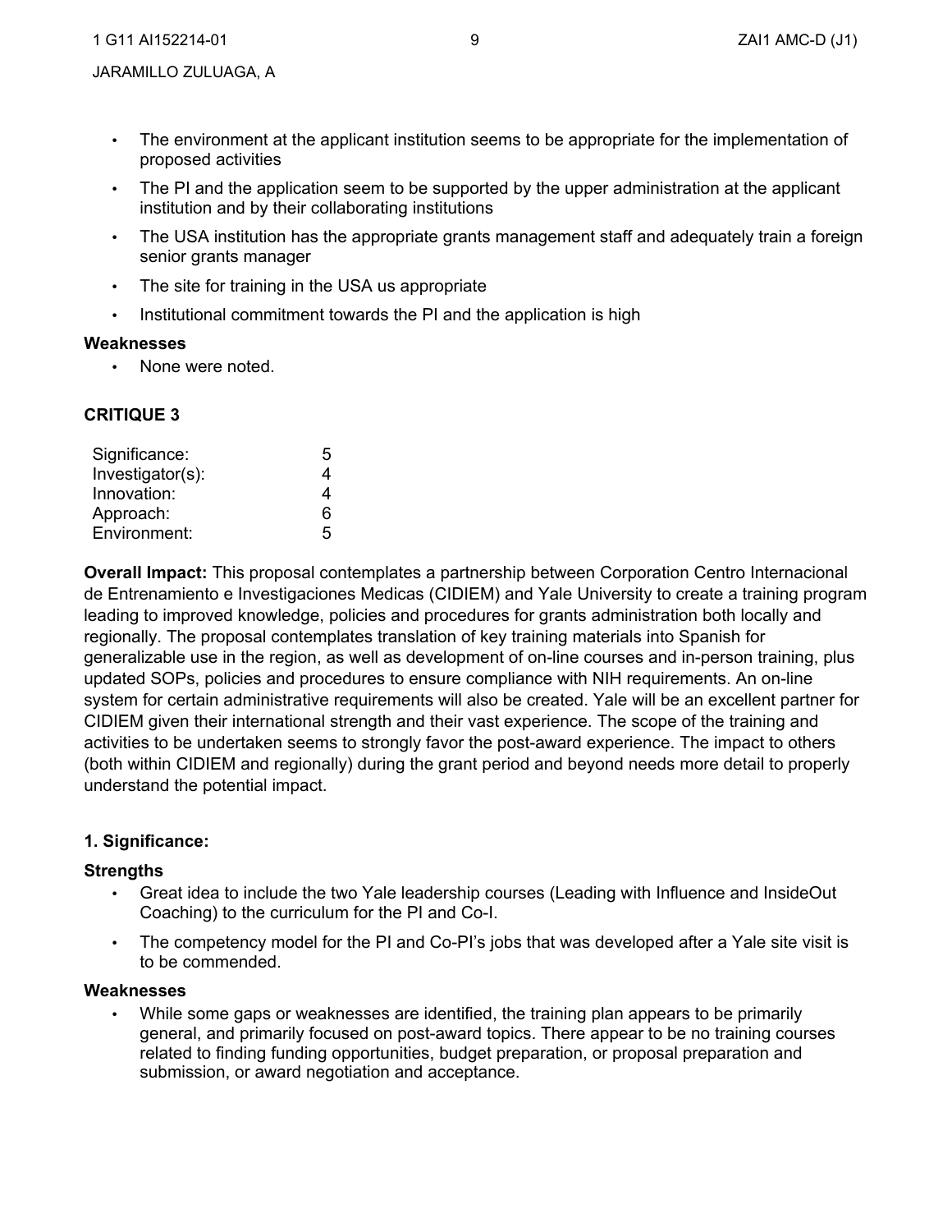- The environment at the applicant institution seems to be appropriate for the implementation of proposed activities
- The PI and the application seem to be supported by the upper administration at the applicant institution and by their collaborating institutions
- The USA institution has the appropriate grants management staff and adequately train a foreign senior grants manager
- The site for training in the USA us appropriate
- Institutional commitment towards the PI and the application is high

**Weaknesses**

- None were noted.

**CRITIQUE 3**

| | |
|---|---|
| Significance: | 5 |
| Investigator(s): | 4 |
| Innovation: | 4 |
| Approach: | 6 |
| Environment: | 5 |

**Overall Impact:** This proposal contemplates a partnership between Corporation Centro Internacional de Entrenamiento e Investigaciones Medicas (CIDIEM) and Yale University to create a training program leading to improved knowledge, policies and procedures for grants administration both locally and regionally. The proposal contemplates translation of key training materials into Spanish for generalizable use in the region, as well as development of on-line courses and in-person training, plus updated SOPs, policies and procedures to ensure compliance with NIH requirements. An on-line system for certain administrative requirements will also be created. Yale will be an excellent partner for CIDIEM given their international strength and their vast experience. The scope of the training and activities to be undertaken seems to strongly favor the post-award experience. The impact to others (both within CIDIEM and regionally) during the grant period and beyond needs more detail to properly understand the potential impact.

**1. Significance:**

**Strengths**

- Great idea to include the two Yale leadership courses (Leading with Influence and InsideOut Coaching) to the curriculum for the PI and Co-I.
- The competency model for the PI and Co-PI's jobs that was developed after a Yale site visit is to be commended.

**Weaknesses**

- While some gaps or weaknesses are identified, the training plan appears to be primarily general, and primarily focused on post-award topics. There appear to be no training courses related to finding funding opportunities, budget preparation, or proposal preparation and submission, or award negotiation and acceptance.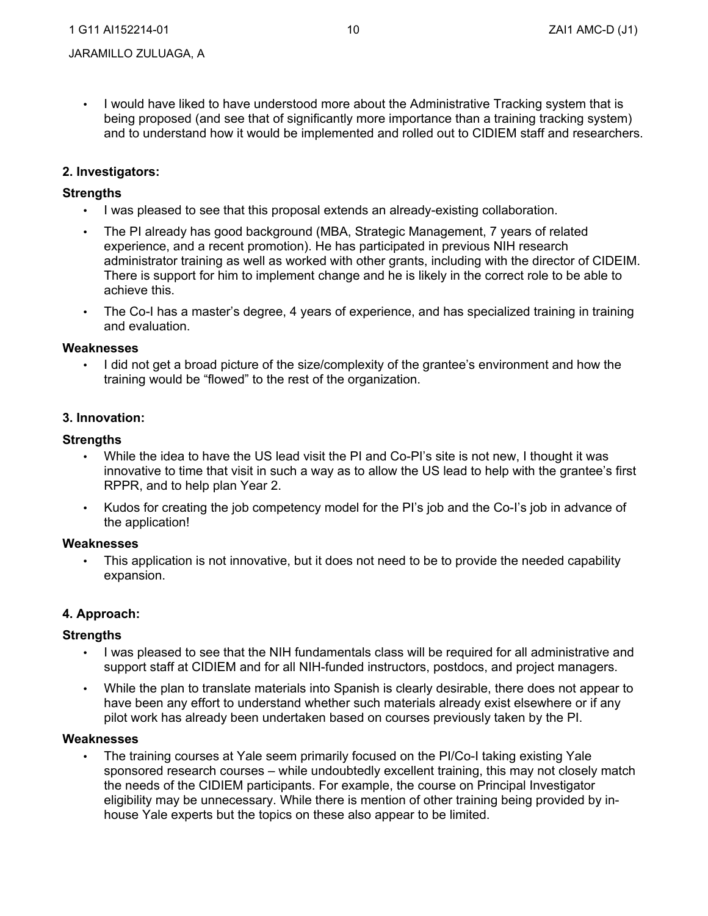- I would have liked to have understood more about the Administrative Tracking system that is being proposed (and see that of significantly more importance than a training tracking system) and to understand how it would be implemented and rolled out to CIDIEM staff and researchers.

**2. Investigators:**

**Strengths**

- I was pleased to see that this proposal extends an already-existing collaboration.
- The PI already has good background (MBA, Strategic Management, 7 years of related experience, and a recent promotion). He has participated in previous NIH research administrator training as well as worked with other grants, including with the director of CIDEIM. There is support for him to implement change and he is likely in the correct role to be able to achieve this.
- The Co-I has a master's degree, 4 years of experience, and has specialized training in training and evaluation.

**Weaknesses**

- I did not get a broad picture of the size/complexity of the grantee's environment and how the training would be "flowed" to the rest of the organization.

**3. Innovation:**

**Strengths**

- While the idea to have the US lead visit the PI and Co-PI's site is not new, I thought it was innovative to time that visit in such a way as to allow the US lead to help with the grantee's first RPPR, and to help plan Year 2.
- Kudos for creating the job competency model for the PI's job and the Co-I's job in advance of the application!

**Weaknesses**

- This application is not innovative, but it does not need to be to provide the needed capability expansion.

**4. Approach:**

**Strengths**

- I was pleased to see that the NIH fundamentals class will be required for all administrative and support staff at CIDIEM and for all NIH-funded instructors, postdocs, and project managers.
- While the plan to translate materials into Spanish is clearly desirable, there does not appear to have been any effort to understand whether such materials already exist elsewhere or if any pilot work has already been undertaken based on courses previously taken by the PI.

**Weaknesses**

- The training courses at Yale seem primarily focused on the PI/Co-I taking existing Yale sponsored research courses – while undoubtedly excellent training, this may not closely match the needs of the CIDIEM participants. For example, the course on Principal Investigator eligibility may be unnecessary. While there is mention of other training being provided by in-house Yale experts but the topics on these also appear to be limited.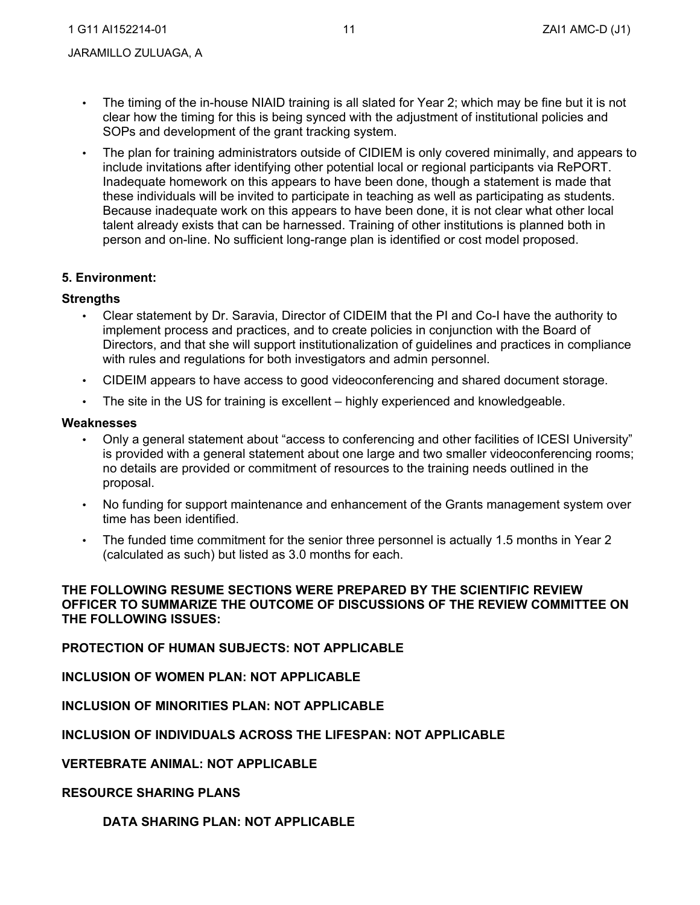- The timing of the in-house NIAID training is all slated for Year 2; which may be fine but it is not clear how the timing for this is being synced with the adjustment of institutional policies and SOPs and development of the grant tracking system.
- The plan for training administrators outside of CIDIEM is only covered minimally, and appears to include invitations after identifying other potential local or regional participants via RePORT. Inadequate homework on this appears to have been done, though a statement is made that these individuals will be invited to participate in teaching as well as participating as students. Because inadequate work on this appears to have been done, it is not clear what other local talent already exists that can be harnessed. Training of other institutions is planned both in person and on-line. No sufficient long-range plan is identified or cost model proposed.

**5. Environment:**

**Strengths**

- Clear statement by Dr. Saravia, Director of CIDEIM that the PI and Co-I have the authority to implement process and practices, and to create policies in conjunction with the Board of Directors, and that she will support institutionalization of guidelines and practices in compliance with rules and regulations for both investigators and admin personnel.
- CIDEIM appears to have access to good videoconferencing and shared document storage.
- The site in the US for training is excellent – highly experienced and knowledgeable.

**Weaknesses**

- Only a general statement about "access to conferencing and other facilities of ICESI University" is provided with a general statement about one large and two smaller videoconferencing rooms; no details are provided or commitment of resources to the training needs outlined in the proposal.
- No funding for support maintenance and enhancement of the Grants management system over time has been identified.
- The funded time commitment for the senior three personnel is actually 1.5 months in Year 2 (calculated as such) but listed as 3.0 months for each.

**THE FOLLOWING RESUME SECTIONS WERE PREPARED BY THE SCIENTIFIC REVIEW OFFICER TO SUMMARIZE THE OUTCOME OF DISCUSSIONS OF THE REVIEW COMMITTEE ON THE FOLLOWING ISSUES:**

**PROTECTION OF HUMAN SUBJECTS: NOT APPLICABLE**

**INCLUSION OF WOMEN PLAN: NOT APPLICABLE**

**INCLUSION OF MINORITIES PLAN: NOT APPLICABLE**

**INCLUSION OF INDIVIDUALS ACROSS THE LIFESPAN: NOT APPLICABLE**

**VERTEBRATE ANIMAL: NOT APPLICABLE**

**RESOURCE SHARING PLANS**

**DATA SHARING PLAN: NOT APPLICABLE**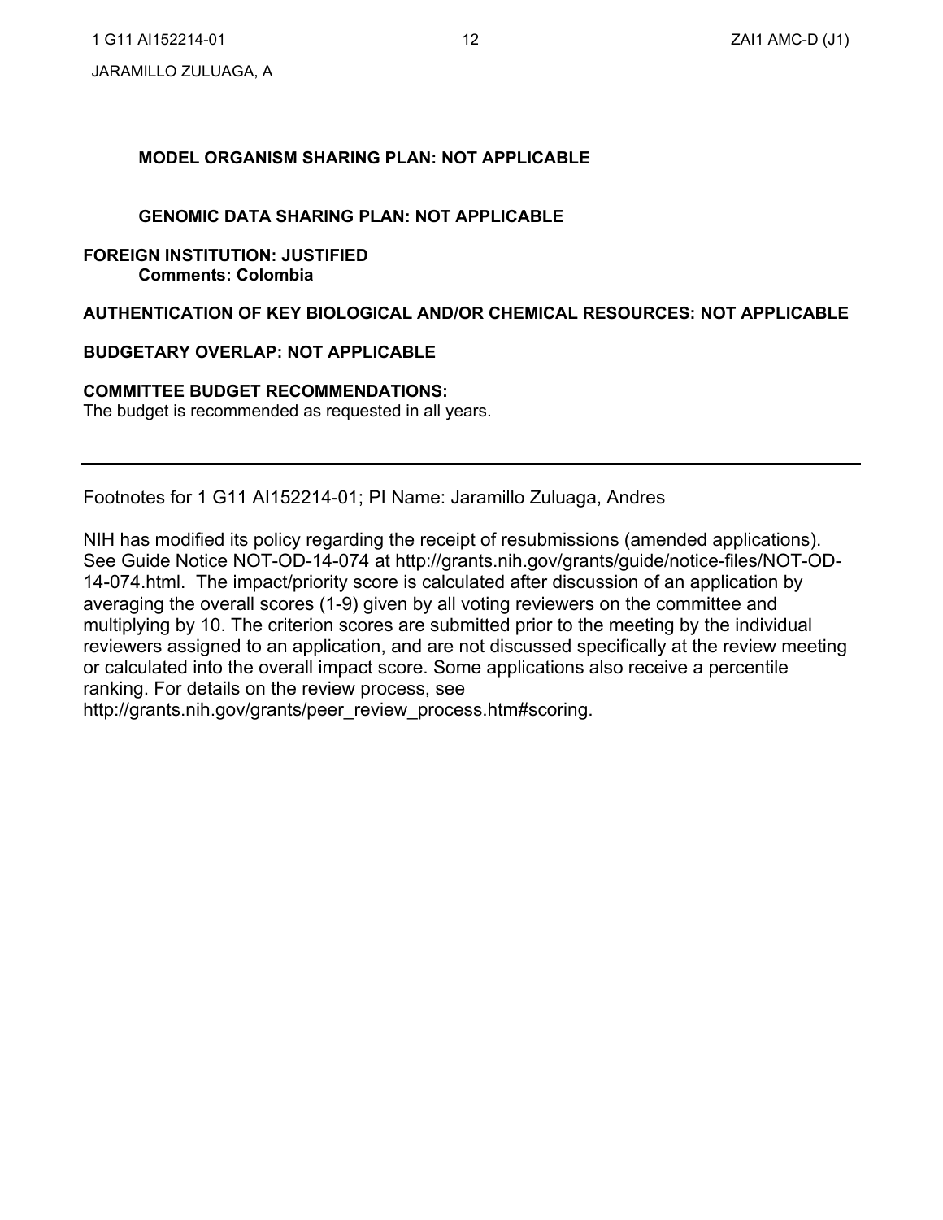**MODEL ORGANISM SHARING PLAN: NOT APPLICABLE**

**GENOMIC DATA SHARING PLAN: NOT APPLICABLE**

**FOREIGN INSTITUTION: JUSTIFIED**
**Comments: Colombia**

**AUTHENTICATION OF KEY BIOLOGICAL AND/OR CHEMICAL RESOURCES: NOT APPLICABLE**

**BUDGETARY OVERLAP: NOT APPLICABLE**

**COMMITTEE BUDGET RECOMMENDATIONS:**
The budget is recommended as requested in all years.

---

Footnotes for 1 G11 AI152214-01; PI Name: Jaramillo Zuluaga, Andres

NIH has modified its policy regarding the receipt of resubmissions (amended applications). See Guide Notice NOT-OD-14-074 at http://grants.nih.gov/grants/guide/notice-files/NOT-OD-14-074.html. The impact/priority score is calculated after discussion of an application by averaging the overall scores (1-9) given by all voting reviewers on the committee and multiplying by 10. The criterion scores are submitted prior to the meeting by the individual reviewers assigned to an application, and are not discussed specifically at the review meeting or calculated into the overall impact score. Some applications also receive a percentile ranking. For details on the review process, see http://grants.nih.gov/grants/peer_review_process.htm#scoring.